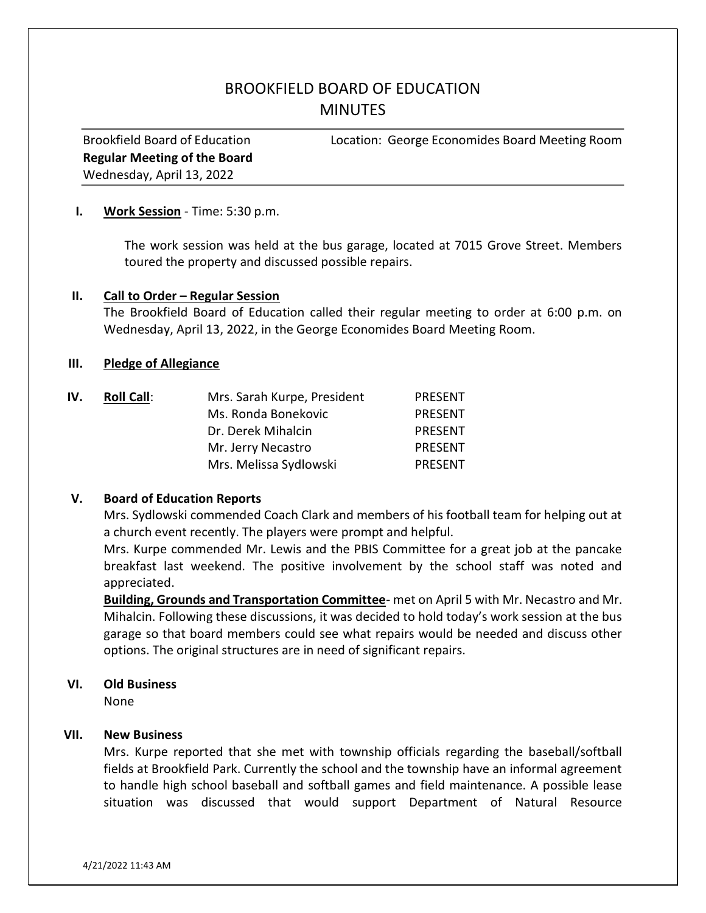# BROOKFIELD BOARD OF EDUCATION
# MINUTES

Brookfield Board of Education
**Regular Meeting of the Board**
Wednesday, April 13, 2022

Location: George Economides Board Meeting Room

**I. Work Session** - Time: 5:30 p.m.

The work session was held at the bus garage, located at 7015 Grove Street. Members toured the property and discussed possible repairs.

**II. Call to Order – Regular Session**

The Brookfield Board of Education called their regular meeting to order at 6:00 p.m. on Wednesday, April 13, 2022, in the George Economides Board Meeting Room.

**III. Pledge of Allegiance**

**IV. Roll Call**:

| | |
|---|---|
| Mrs. Sarah Kurpe, President | PRESENT |
| Ms. Ronda Bonekovic | PRESENT |
| Dr. Derek Mihalcin | PRESENT |
| Mr. Jerry Necastro | PRESENT |
| Mrs. Melissa Sydlowski | PRESENT |

**V. Board of Education Reports**

Mrs. Sydlowski commended Coach Clark and members of his football team for helping out at a church event recently. The players were prompt and helpful.

Mrs. Kurpe commended Mr. Lewis and the PBIS Committee for a great job at the pancake breakfast last weekend. The positive involvement by the school staff was noted and appreciated.

**Building, Grounds and Transportation Committee**- met on April 5 with Mr. Necastro and Mr. Mihalcin. Following these discussions, it was decided to hold today's work session at the bus garage so that board members could see what repairs would be needed and discuss other options. The original structures are in need of significant repairs.

**VI. Old Business**

None

**VII. New Business**

Mrs. Kurpe reported that she met with township officials regarding the baseball/softball fields at Brookfield Park. Currently the school and the township have an informal agreement to handle high school baseball and softball games and field maintenance. A possible lease situation was discussed that would support Department of Natural Resource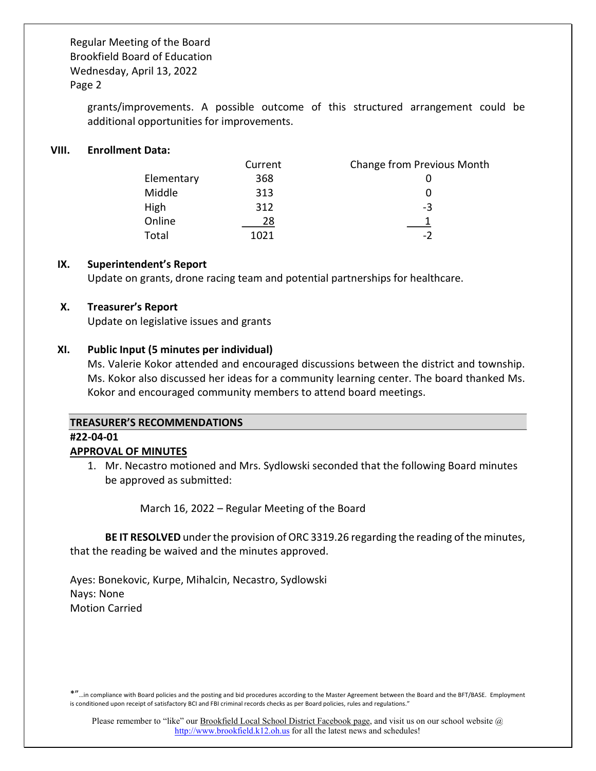grants/improvements. A possible outcome of this structured arrangement could be additional opportunities for improvements.

## VIII. Enrollment Data:

| | Current | Change from Previous Month |
|---|---|---|
| Elementary | 368 | 0 |
| Middle | 313 | 0 |
| High | 312 | -3 |
| Online | 28 | 1 |
| Total | 1021 | -2 |

## IX. Superintendent's Report

Update on grants, drone racing team and potential partnerships for healthcare.

## X. Treasurer's Report

Update on legislative issues and grants

## XI. Public Input (5 minutes per individual)

Ms. Valerie Kokor attended and encouraged discussions between the district and township. Ms. Kokor also discussed her ideas for a community learning center. The board thanked Ms. Kokor and encouraged community members to attend board meetings.

## TREASURER'S RECOMMENDATIONS

**#22-04-01**

**APPROVAL OF MINUTES**

1. Mr. Necastro motioned and Mrs. Sydlowski seconded that the following Board minutes be approved as submitted:

   March 16, 2022 – Regular Meeting of the Board

**BE IT RESOLVED** under the provision of ORC 3319.26 regarding the reading of the minutes, that the reading be waived and the minutes approved.

Ayes: Bonekovic, Kurpe, Mihalcin, Necastro, Sydlowski
Nays: None
Motion Carried

*"…in compliance with Board policies and the posting and bid procedures according to the Master Agreement between the Board and the BFT/BASE. Employment is conditioned upon receipt of satisfactory BCI and FBI criminal records checks as per Board policies, rules and regulations."

Please remember to "like" our Brookfield Local School District Facebook page, and visit us on our school website @ http://www.brookfield.k12.oh.us for all the latest news and schedules!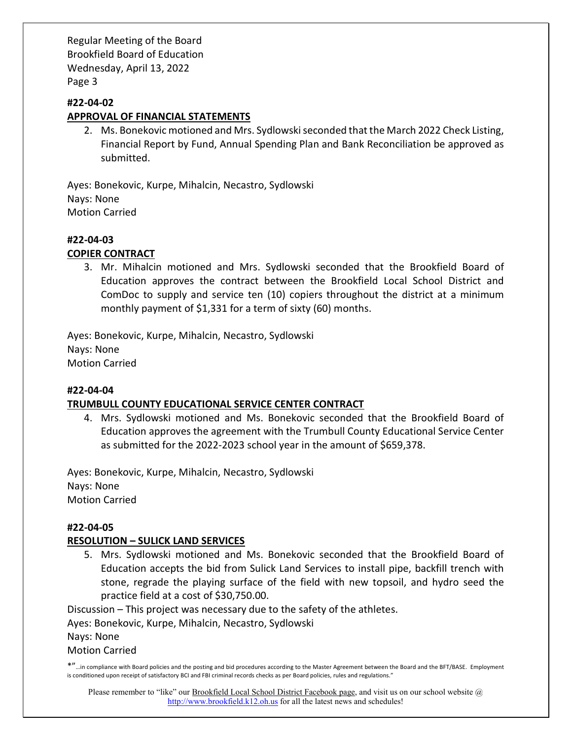#22-04-02

**APPROVAL OF FINANCIAL STATEMENTS**

2. Ms. Bonekovic motioned and Mrs. Sydlowski seconded that the March 2022 Check Listing, Financial Report by Fund, Annual Spending Plan and Bank Reconciliation be approved as submitted.

Ayes: Bonekovic, Kurpe, Mihalcin, Necastro, Sydlowski
Nays: None
Motion Carried

#22-04-03

**COPIER CONTRACT**

3. Mr. Mihalcin motioned and Mrs. Sydlowski seconded that the Brookfield Board of Education approves the contract between the Brookfield Local School District and ComDoc to supply and service ten (10) copiers throughout the district at a minimum monthly payment of $1,331 for a term of sixty (60) months.

Ayes: Bonekovic, Kurpe, Mihalcin, Necastro, Sydlowski
Nays: None
Motion Carried

#22-04-04

**TRUMBULL COUNTY EDUCATIONAL SERVICE CENTER CONTRACT**

4. Mrs. Sydlowski motioned and Ms. Bonekovic seconded that the Brookfield Board of Education approves the agreement with the Trumbull County Educational Service Center as submitted for the 2022-2023 school year in the amount of $659,378.

Ayes: Bonekovic, Kurpe, Mihalcin, Necastro, Sydlowski
Nays: None
Motion Carried

#22-04-05

**RESOLUTION – SULICK LAND SERVICES**

5. Mrs. Sydlowski motioned and Ms. Bonekovic seconded that the Brookfield Board of Education accepts the bid from Sulick Land Services to install pipe, backfill trench with stone, regrade the playing surface of the field with new topsoil, and hydro seed the practice field at a cost of $30,750.00.

Discussion – This project was necessary due to the safety of the athletes.
Ayes: Bonekovic, Kurpe, Mihalcin, Necastro, Sydlowski
Nays: None
Motion Carried

*"…in compliance with Board policies and the posting and bid procedures according to the Master Agreement between the Board and the BFT/BASE. Employment is conditioned upon receipt of satisfactory BCI and FBI criminal records checks as per Board policies, rules and regulations."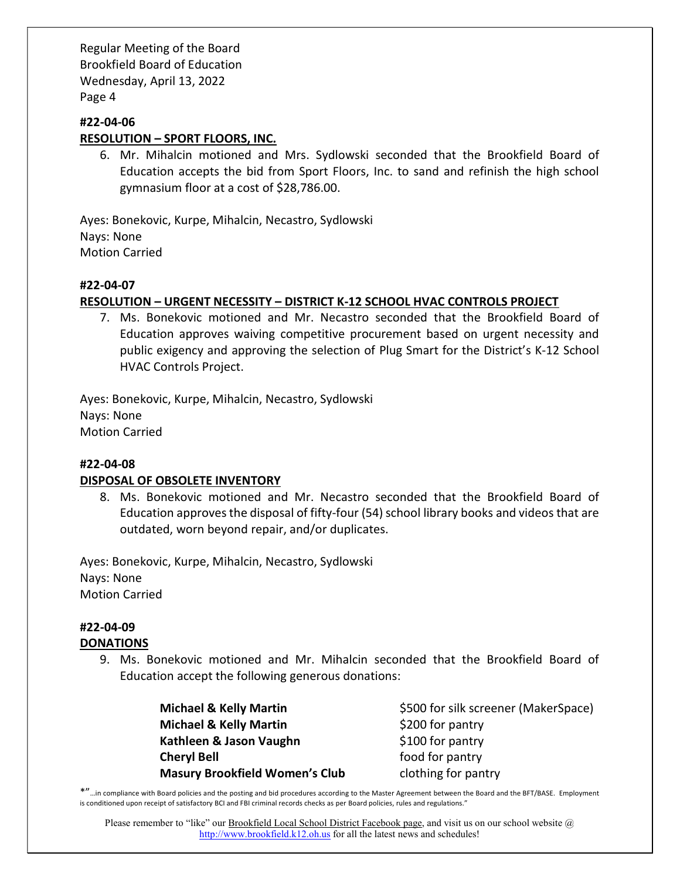**#22-04-06**

**RESOLUTION – SPORT FLOORS, INC.**

6. Mr. Mihalcin motioned and Mrs. Sydlowski seconded that the Brookfield Board of Education accepts the bid from Sport Floors, Inc. to sand and refinish the high school gymnasium floor at a cost of $28,786.00.

Ayes: Bonekovic, Kurpe, Mihalcin, Necastro, Sydlowski
Nays: None
Motion Carried

**#22-04-07**

**RESOLUTION – URGENT NECESSITY – DISTRICT K-12 SCHOOL HVAC CONTROLS PROJECT**

7. Ms. Bonekovic motioned and Mr. Necastro seconded that the Brookfield Board of Education approves waiving competitive procurement based on urgent necessity and public exigency and approving the selection of Plug Smart for the District's K-12 School HVAC Controls Project.

Ayes: Bonekovic, Kurpe, Mihalcin, Necastro, Sydlowski
Nays: None
Motion Carried

**#22-04-08**

**DISPOSAL OF OBSOLETE INVENTORY**

8. Ms. Bonekovic motioned and Mr. Necastro seconded that the Brookfield Board of Education approves the disposal of fifty-four (54) school library books and videos that are outdated, worn beyond repair, and/or duplicates.

Ayes: Bonekovic, Kurpe, Mihalcin, Necastro, Sydlowski
Nays: None
Motion Carried

**#22-04-09**

**DONATIONS**

9. Ms. Bonekovic motioned and Mr. Mihalcin seconded that the Brookfield Board of Education accept the following generous donations:

| | |
|---|---|
| **Michael & Kelly Martin** | $500 for silk screener (MakerSpace) |
| **Michael & Kelly Martin** | $200 for pantry |
| **Kathleen & Jason Vaughn** | $100 for pantry |
| **Cheryl Bell** | food for pantry |
| **Masury Brookfield Women's Club** | clothing for pantry |

*"…in compliance with Board policies and the posting and bid procedures according to the Master Agreement between the Board and the BFT/BASE. Employment is conditioned upon receipt of satisfactory BCI and FBI criminal records checks as per Board policies, rules and regulations."

Please remember to "like" our Brookfield Local School District Facebook page, and visit us on our school website @ http://www.brookfield.k12.oh.us for all the latest news and schedules!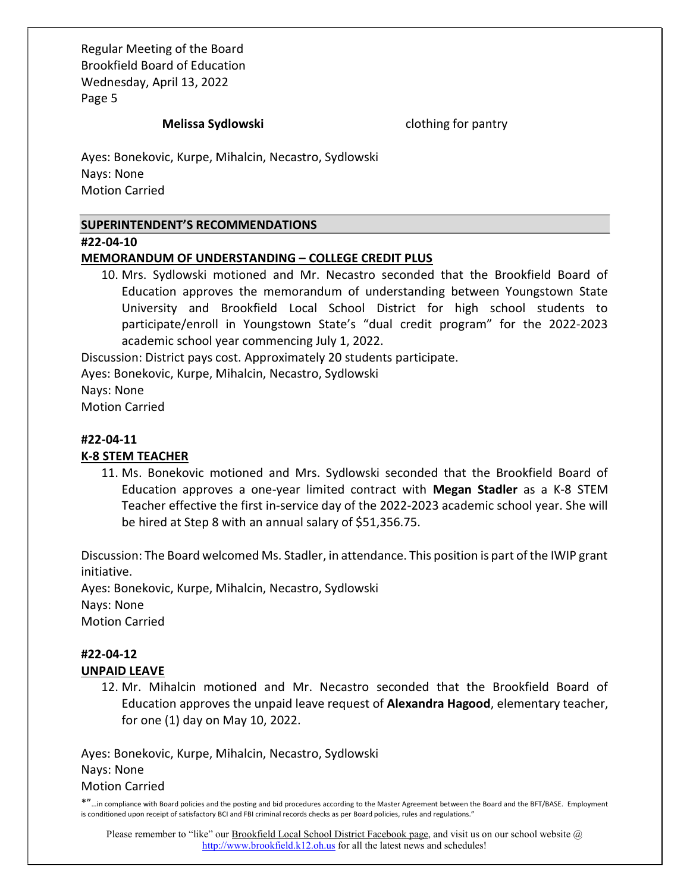**Melissa Sydlowski** clothing for pantry

Ayes: Bonekovic, Kurpe, Mihalcin, Necastro, Sydlowski
Nays: None
Motion Carried

## SUPERINTENDENT'S RECOMMENDATIONS

**#22-04-10**

**MEMORANDUM OF UNDERSTANDING – COLLEGE CREDIT PLUS**

10. Mrs. Sydlowski motioned and Mr. Necastro seconded that the Brookfield Board of Education approves the memorandum of understanding between Youngstown State University and Brookfield Local School District for high school students to participate/enroll in Youngstown State's "dual credit program" for the 2022-2023 academic school year commencing July 1, 2022.

Discussion: District pays cost. Approximately 20 students participate.
Ayes: Bonekovic, Kurpe, Mihalcin, Necastro, Sydlowski
Nays: None
Motion Carried

**#22-04-11**

**K-8 STEM TEACHER**

11. Ms. Bonekovic motioned and Mrs. Sydlowski seconded that the Brookfield Board of Education approves a one-year limited contract with **Megan Stadler** as a K-8 STEM Teacher effective the first in-service day of the 2022-2023 academic school year. She will be hired at Step 8 with an annual salary of $51,356.75.

Discussion: The Board welcomed Ms. Stadler, in attendance. This position is part of the IWIP grant initiative.
Ayes: Bonekovic, Kurpe, Mihalcin, Necastro, Sydlowski
Nays: None
Motion Carried

**#22-04-12**

**UNPAID LEAVE**

12. Mr. Mihalcin motioned and Mr. Necastro seconded that the Brookfield Board of Education approves the unpaid leave request of **Alexandra Hagood**, elementary teacher, for one (1) day on May 10, 2022.

Ayes: Bonekovic, Kurpe, Mihalcin, Necastro, Sydlowski
Nays: None
Motion Carried

*"…in compliance with Board policies and the posting and bid procedures according to the Master Agreement between the Board and the BFT/BASE. Employment is conditioned upon receipt of satisfactory BCI and FBI criminal records checks as per Board policies, rules and regulations."

Please remember to "like" our Brookfield Local School District Facebook page, and visit us on our school website @ http://www.brookfield.k12.oh.us for all the latest news and schedules!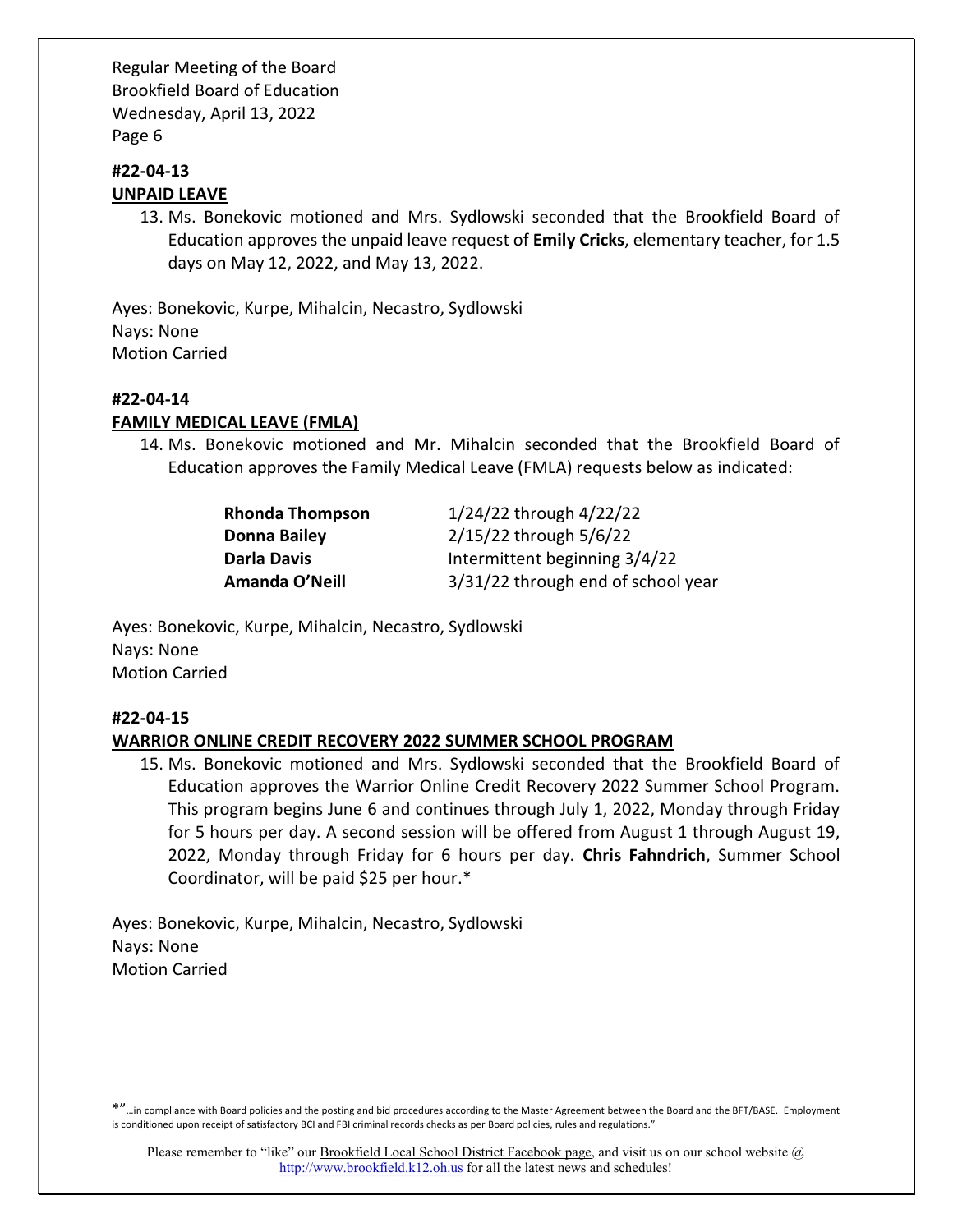#### #22-04-13
#### UNPAID LEAVE

13. Ms. Bonekovic motioned and Mrs. Sydlowski seconded that the Brookfield Board of Education approves the unpaid leave request of **Emily Cricks**, elementary teacher, for 1.5 days on May 12, 2022, and May 13, 2022.

Ayes: Bonekovic, Kurpe, Mihalcin, Necastro, Sydlowski
Nays: None
Motion Carried

#### #22-04-14
#### FAMILY MEDICAL LEAVE (FMLA)

14. Ms. Bonekovic motioned and Mr. Mihalcin seconded that the Brookfield Board of Education approves the Family Medical Leave (FMLA) requests below as indicated:

| | |
|---|---|
| **Rhonda Thompson** | 1/24/22 through 4/22/22 |
| **Donna Bailey** | 2/15/22 through 5/6/22 |
| **Darla Davis** | Intermittent beginning 3/4/22 |
| **Amanda O'Neill** | 3/31/22 through end of school year |

Ayes: Bonekovic, Kurpe, Mihalcin, Necastro, Sydlowski
Nays: None
Motion Carried

#### #22-04-15
#### WARRIOR ONLINE CREDIT RECOVERY 2022 SUMMER SCHOOL PROGRAM

15. Ms. Bonekovic motioned and Mrs. Sydlowski seconded that the Brookfield Board of Education approves the Warrior Online Credit Recovery 2022 Summer School Program. This program begins June 6 and continues through July 1, 2022, Monday through Friday for 5 hours per day. A second session will be offered from August 1 through August 19, 2022, Monday through Friday for 6 hours per day. **Chris Fahndrich**, Summer School Coordinator, will be paid $25 per hour.*

Ayes: Bonekovic, Kurpe, Mihalcin, Necastro, Sydlowski
Nays: None
Motion Carried

*"…in compliance with Board policies and the posting and bid procedures according to the Master Agreement between the Board and the BFT/BASE. Employment is conditioned upon receipt of satisfactory BCI and FBI criminal records checks as per Board policies, rules and regulations."

Please remember to "like" our Brookfield Local School District Facebook page, and visit us on our school website @ http://www.brookfield.k12.oh.us for all the latest news and schedules!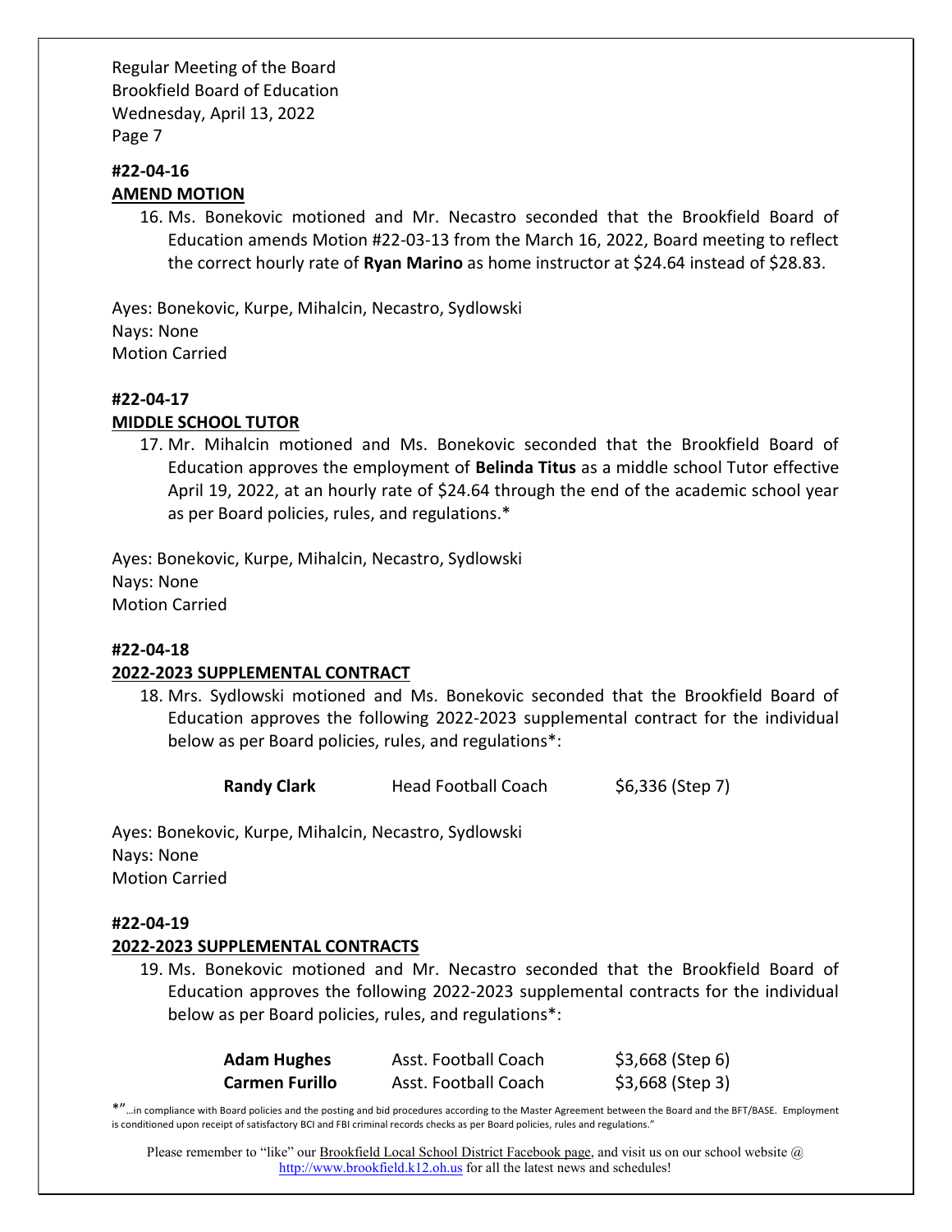**#22-04-16**

**AMEND MOTION**

16. Ms. Bonekovic motioned and Mr. Necastro seconded that the Brookfield Board of Education amends Motion #22-03-13 from the March 16, 2022, Board meeting to reflect the correct hourly rate of **Ryan Marino** as home instructor at $24.64 instead of $28.83.

Ayes: Bonekovic, Kurpe, Mihalcin, Necastro, Sydlowski
Nays: None
Motion Carried

**#22-04-17**

**MIDDLE SCHOOL TUTOR**

17. Mr. Mihalcin motioned and Ms. Bonekovic seconded that the Brookfield Board of Education approves the employment of **Belinda Titus** as a middle school Tutor effective April 19, 2022, at an hourly rate of $24.64 through the end of the academic school year as per Board policies, rules, and regulations.*

Ayes: Bonekovic, Kurpe, Mihalcin, Necastro, Sydlowski
Nays: None
Motion Carried

**#22-04-18**

**2022-2023 SUPPLEMENTAL CONTRACT**

18. Mrs. Sydlowski motioned and Ms. Bonekovic seconded that the Brookfield Board of Education approves the following 2022-2023 supplemental contract for the individual below as per Board policies, rules, and regulations*:

| | | |
|---|---|---|
| **Randy Clark** | Head Football Coach | $6,336 (Step 7) |

Ayes: Bonekovic, Kurpe, Mihalcin, Necastro, Sydlowski
Nays: None
Motion Carried

**#22-04-19**

**2022-2023 SUPPLEMENTAL CONTRACTS**

19. Ms. Bonekovic motioned and Mr. Necastro seconded that the Brookfield Board of Education approves the following 2022-2023 supplemental contracts for the individual below as per Board policies, rules, and regulations*:

| | | |
|---|---|---|
| **Adam Hughes** | Asst. Football Coach | $3,668 (Step 6) |
| **Carmen Furillo** | Asst. Football Coach | $3,668 (Step 3) |

*"…in compliance with Board policies and the posting and bid procedures according to the Master Agreement between the Board and the BFT/BASE. Employment is conditioned upon receipt of satisfactory BCI and FBI criminal records checks as per Board policies, rules and regulations."

Please remember to "like" our Brookfield Local School District Facebook page, and visit us on our school website @ http://www.brookfield.k12.oh.us for all the latest news and schedules!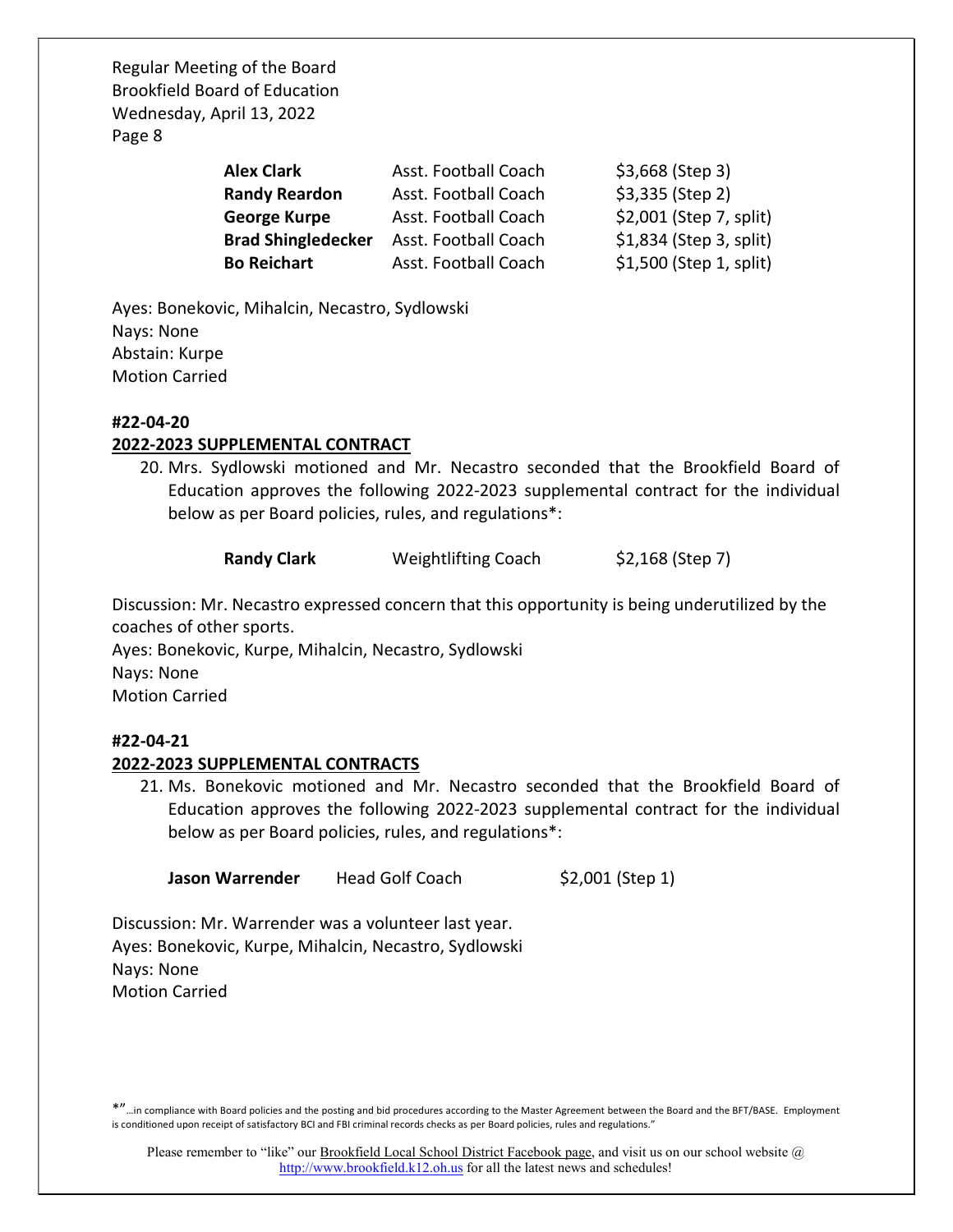| | | |
|---|---|---|
| **Alex Clark** | Asst. Football Coach | $3,668 (Step 3) |
| **Randy Reardon** | Asst. Football Coach | $3,335 (Step 2) |
| **George Kurpe** | Asst. Football Coach | $2,001 (Step 7, split) |
| **Brad Shingledecker** | Asst. Football Coach | $1,834 (Step 3, split) |
| **Bo Reichart** | Asst. Football Coach | $1,500 (Step 1, split) |

Ayes: Bonekovic, Mihalcin, Necastro, Sydlowski
Nays: None
Abstain: Kurpe
Motion Carried

**#22-04-20**
**2022-2023 SUPPLEMENTAL CONTRACT**

20. Mrs. Sydlowski motioned and Mr. Necastro seconded that the Brookfield Board of Education approves the following 2022-2023 supplemental contract for the individual below as per Board policies, rules, and regulations*:

| | | |
|---|---|---|
| **Randy Clark** | Weightlifting Coach | $2,168 (Step 7) |

Discussion: Mr. Necastro expressed concern that this opportunity is being underutilized by the coaches of other sports.
Ayes: Bonekovic, Kurpe, Mihalcin, Necastro, Sydlowski
Nays: None
Motion Carried

**#22-04-21**
**2022-2023 SUPPLEMENTAL CONTRACTS**

21. Ms. Bonekovic motioned and Mr. Necastro seconded that the Brookfield Board of Education approves the following 2022-2023 supplemental contract for the individual below as per Board policies, rules, and regulations*:

| | | |
|---|---|---|
| **Jason Warrender** | Head Golf Coach | $2,001 (Step 1) |

Discussion: Mr. Warrender was a volunteer last year.
Ayes: Bonekovic, Kurpe, Mihalcin, Necastro, Sydlowski
Nays: None
Motion Carried

*"…in compliance with Board policies and the posting and bid procedures according to the Master Agreement between the Board and the BFT/BASE. Employment is conditioned upon receipt of satisfactory BCI and FBI criminal records checks as per Board policies, rules and regulations."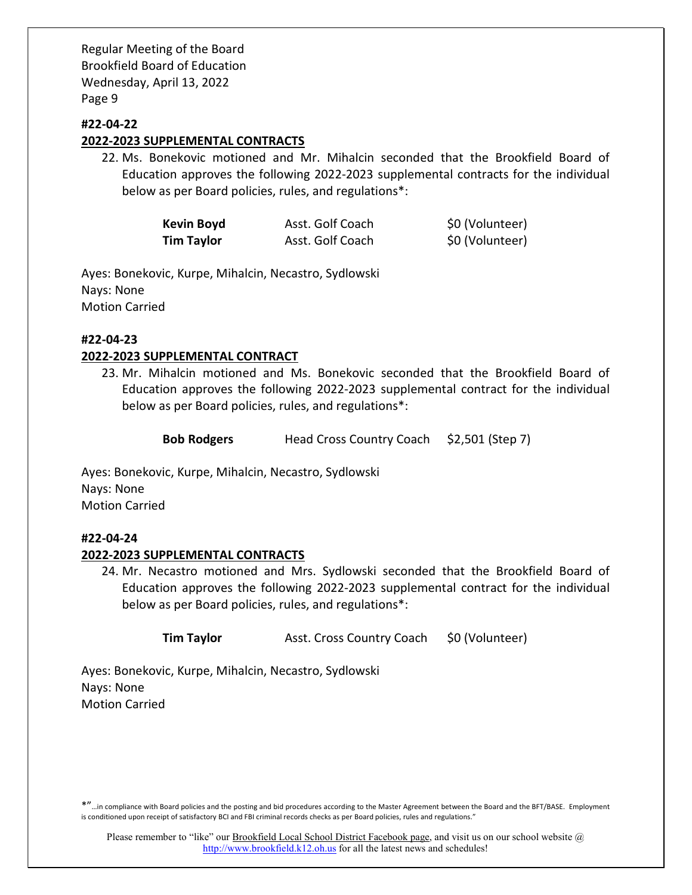**#22-04-22**

**2022-2023 SUPPLEMENTAL CONTRACTS**

22. Ms. Bonekovic motioned and Mr. Mihalcin seconded that the Brookfield Board of Education approves the following 2022-2023 supplemental contracts for the individual below as per Board policies, rules, and regulations*:

| | | |
|---|---|---|
| **Kevin Boyd** | Asst. Golf Coach | $0 (Volunteer) |
| **Tim Taylor** | Asst. Golf Coach | $0 (Volunteer) |

Ayes: Bonekovic, Kurpe, Mihalcin, Necastro, Sydlowski
Nays: None
Motion Carried

**#22-04-23**

**2022-2023 SUPPLEMENTAL CONTRACT**

23. Mr. Mihalcin motioned and Ms. Bonekovic seconded that the Brookfield Board of Education approves the following 2022-2023 supplemental contract for the individual below as per Board policies, rules, and regulations*:

| | | |
|---|---|---|
| **Bob Rodgers** | Head Cross Country Coach | $2,501 (Step 7) |

Ayes: Bonekovic, Kurpe, Mihalcin, Necastro, Sydlowski
Nays: None
Motion Carried

**#22-04-24**

**2022-2023 SUPPLEMENTAL CONTRACTS**

24. Mr. Necastro motioned and Mrs. Sydlowski seconded that the Brookfield Board of Education approves the following 2022-2023 supplemental contract for the individual below as per Board policies, rules, and regulations*:

| | | |
|---|---|---|
| **Tim Taylor** | Asst. Cross Country Coach | $0 (Volunteer) |

Ayes: Bonekovic, Kurpe, Mihalcin, Necastro, Sydlowski
Nays: None
Motion Carried

*"…in compliance with Board policies and the posting and bid procedures according to the Master Agreement between the Board and the BFT/BASE. Employment is conditioned upon receipt of satisfactory BCI and FBI criminal records checks as per Board policies, rules and regulations."

Please remember to "like" our Brookfield Local School District Facebook page, and visit us on our school website @ http://www.brookfield.k12.oh.us for all the latest news and schedules!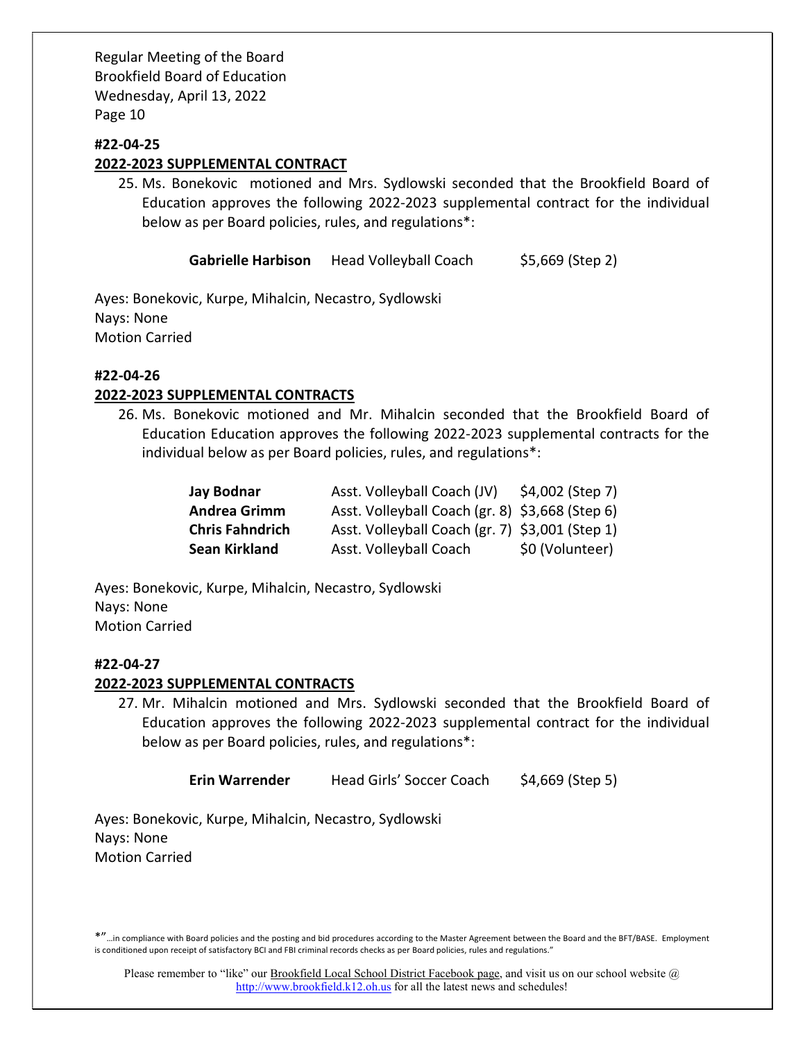**#22-04-25**

**2022-2023 SUPPLEMENTAL CONTRACT**

25. Ms. Bonekovic motioned and Mrs. Sydlowski seconded that the Brookfield Board of Education approves the following 2022-2023 supplemental contract for the individual below as per Board policies, rules, and regulations*:

| | | |
|---|---|---|
| **Gabrielle Harbison** | Head Volleyball Coach | $5,669 (Step 2) |

Ayes: Bonekovic, Kurpe, Mihalcin, Necastro, Sydlowski
Nays: None
Motion Carried

**#22-04-26**

**2022-2023 SUPPLEMENTAL CONTRACTS**

26. Ms. Bonekovic motioned and Mr. Mihalcin seconded that the Brookfield Board of Education Education approves the following 2022-2023 supplemental contracts for the individual below as per Board policies, rules, and regulations*:

| | | |
|---|---|---|
| **Jay Bodnar** | Asst. Volleyball Coach (JV) | $4,002 (Step 7) |
| **Andrea Grimm** | Asst. Volleyball Coach (gr. 8) | $3,668 (Step 6) |
| **Chris Fahndrich** | Asst. Volleyball Coach (gr. 7) | $3,001 (Step 1) |
| **Sean Kirkland** | Asst. Volleyball Coach | $0 (Volunteer) |

Ayes: Bonekovic, Kurpe, Mihalcin, Necastro, Sydlowski
Nays: None
Motion Carried

**#22-04-27**

**2022-2023 SUPPLEMENTAL CONTRACTS**

27. Mr. Mihalcin motioned and Mrs. Sydlowski seconded that the Brookfield Board of Education approves the following 2022-2023 supplemental contract for the individual below as per Board policies, rules, and regulations*:

| | | |
|---|---|---|
| **Erin Warrender** | Head Girls' Soccer Coach | $4,669 (Step 5) |

Ayes: Bonekovic, Kurpe, Mihalcin, Necastro, Sydlowski
Nays: None
Motion Carried

*"…in compliance with Board policies and the posting and bid procedures according to the Master Agreement between the Board and the BFT/BASE. Employment is conditioned upon receipt of satisfactory BCI and FBI criminal records checks as per Board policies, rules and regulations."

Please remember to "like" our Brookfield Local School District Facebook page, and visit us on our school website @ http://www.brookfield.k12.oh.us for all the latest news and schedules!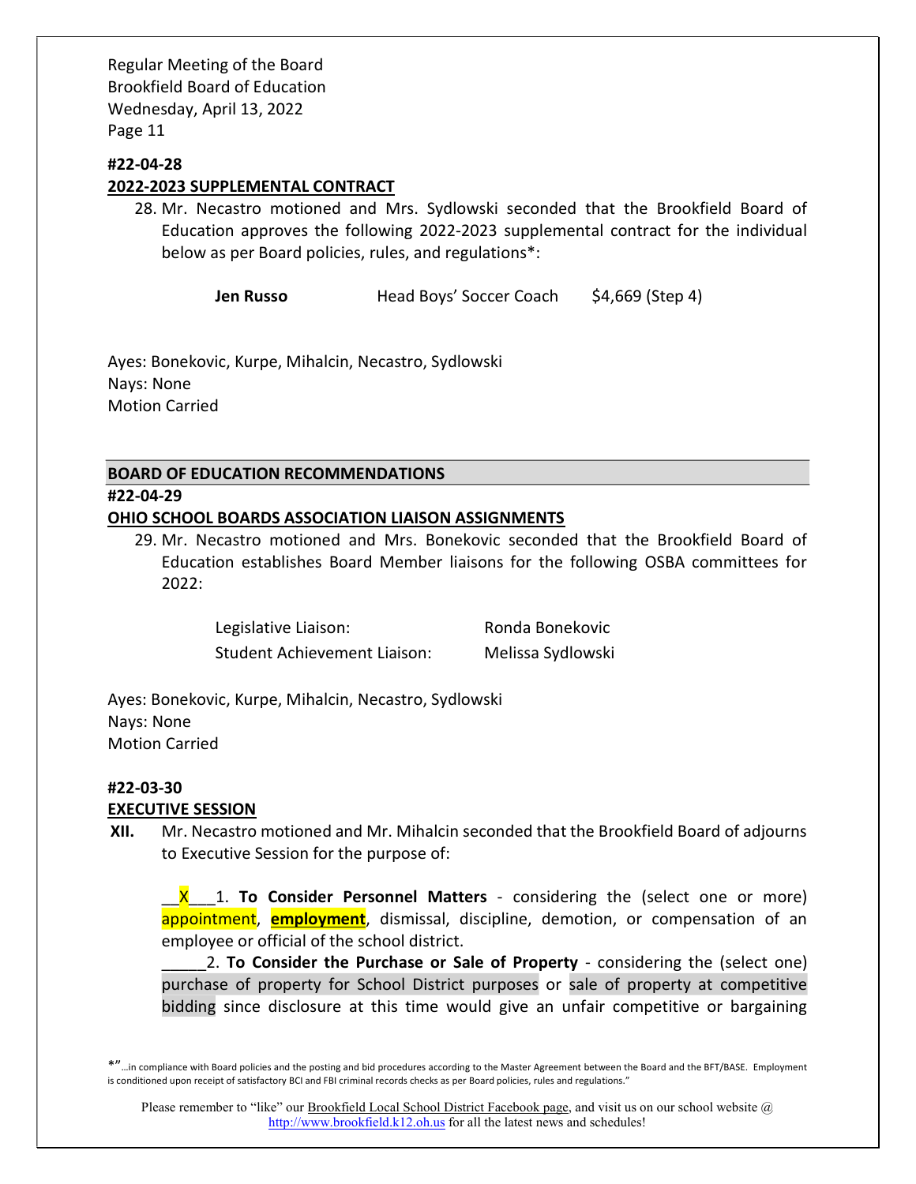Regular Meeting of the Board
Brookfield Board of Education
Wednesday, April 13, 2022

**#22-04-28**
**2022-2023 SUPPLEMENTAL CONTRACT**

28. Mr. Necastro motioned and Mrs. Sydlowski seconded that the Brookfield Board of Education approves the following 2022-2023 supplemental contract for the individual below as per Board policies, rules, and regulations*:

| | | |
|---|---|---|
| **Jen Russo** | Head Boys' Soccer Coach | $4,669 (Step 4) |

Ayes: Bonekovic, Kurpe, Mihalcin, Necastro, Sydlowski
Nays: None
Motion Carried

## BOARD OF EDUCATION RECOMMENDATIONS

**#22-04-29**
**OHIO SCHOOL BOARDS ASSOCIATION LIAISON ASSIGNMENTS**

29. Mr. Necastro motioned and Mrs. Bonekovic seconded that the Brookfield Board of Education establishes Board Member liaisons for the following OSBA committees for 2022:

| | |
|---|---|
| Legislative Liaison: | Ronda Bonekovic |
| Student Achievement Liaison: | Melissa Sydlowski |

Ayes: Bonekovic, Kurpe, Mihalcin, Necastro, Sydlowski
Nays: None
Motion Carried

**#22-03-30**
**EXECUTIVE SESSION**

**XII.** Mr. Necastro motioned and Mr. Mihalcin seconded that the Brookfield Board of adjourns to Executive Session for the purpose of:

__X___1. **To Consider Personnel Matters** - considering the (select one or more) appointment, **employment**, dismissal, discipline, demotion, or compensation of an employee or official of the school district.

_____2. **To Consider the Purchase or Sale of Property** - considering the (select one) purchase of property for School District purposes or sale of property at competitive bidding since disclosure at this time would give an unfair competitive or bargaining

*"…in compliance with Board policies and the posting and bid procedures according to the Master Agreement between the Board and the BFT/BASE. Employment is conditioned upon receipt of satisfactory BCI and FBI criminal records checks as per Board policies, rules and regulations."

Please remember to "like" our Brookfield Local School District Facebook page, and visit us on our school website @ http://www.brookfield.k12.oh.us for all the latest news and schedules!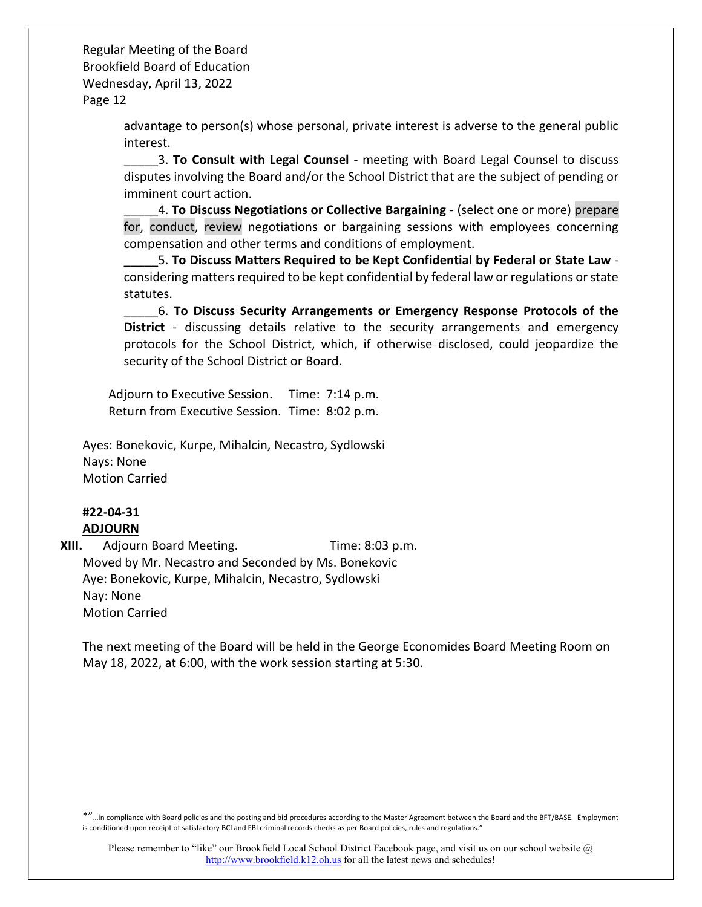advantage to person(s) whose personal, private interest is adverse to the general public interest.

_____3. **To Consult with Legal Counsel** - meeting with Board Legal Counsel to discuss disputes involving the Board and/or the School District that are the subject of pending or imminent court action.

_____4. **To Discuss Negotiations or Collective Bargaining** - (select one or more) prepare for, conduct, review negotiations or bargaining sessions with employees concerning compensation and other terms and conditions of employment.

_____5. **To Discuss Matters Required to be Kept Confidential by Federal or State Law** - considering matters required to be kept confidential by federal law or regulations or state statutes.

_____6. **To Discuss Security Arrangements or Emergency Response Protocols of the District** - discussing details relative to the security arrangements and emergency protocols for the School District, which, if otherwise disclosed, could jeopardize the security of the School District or Board.

Adjourn to Executive Session. Time: 7:14 p.m.
Return from Executive Session. Time: 8:02 p.m.

Ayes: Bonekovic, Kurpe, Mihalcin, Necastro, Sydlowski
Nays: None
Motion Carried

**#22-04-31**
**ADJOURN**

**XIII.** Adjourn Board Meeting. Time: 8:03 p.m.
Moved by Mr. Necastro and Seconded by Ms. Bonekovic
Aye: Bonekovic, Kurpe, Mihalcin, Necastro, Sydlowski
Nay: None
Motion Carried

The next meeting of the Board will be held in the George Economides Board Meeting Room on May 18, 2022, at 6:00, with the work session starting at 5:30.

*"…in compliance with Board policies and the posting and bid procedures according to the Master Agreement between the Board and the BFT/BASE. Employment is conditioned upon receipt of satisfactory BCI and FBI criminal records checks as per Board policies, rules and regulations."

Please remember to "like" our Brookfield Local School District Facebook page, and visit us on our school website @ http://www.brookfield.k12.oh.us for all the latest news and schedules!